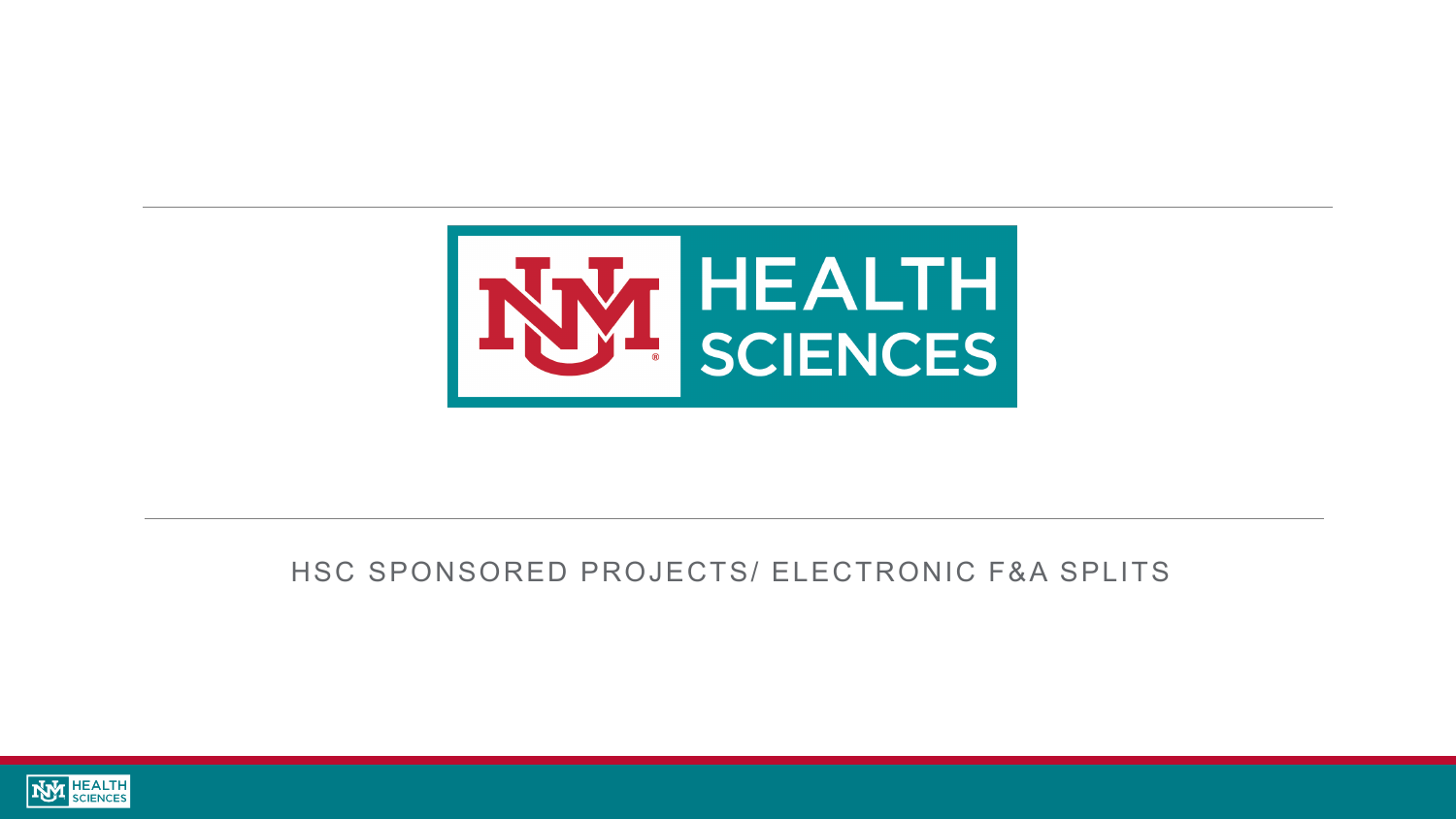# HSC SPONSORED PROJECTS/ ELECTRONIC F&A SPLITS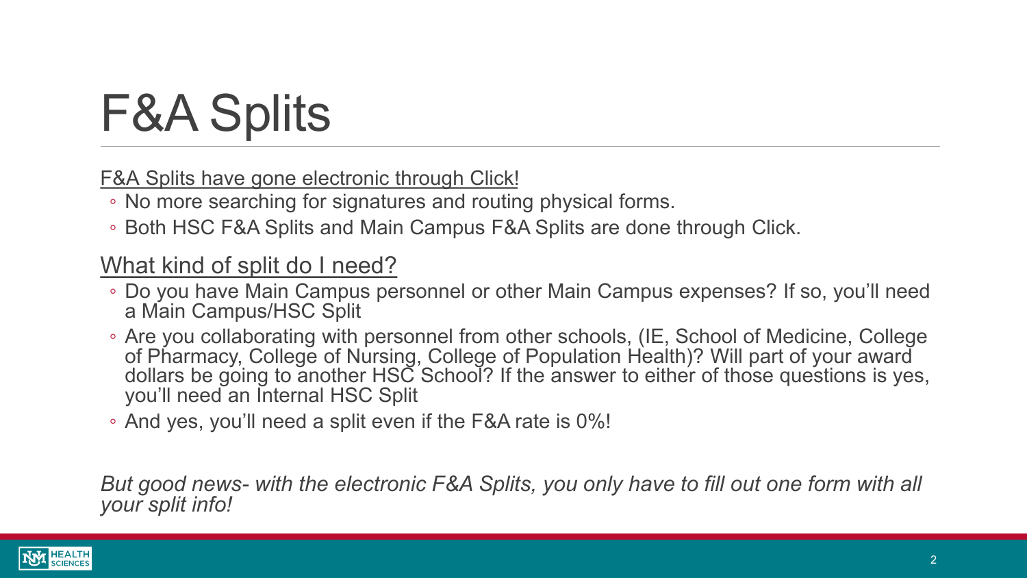# F&A Splits

F&A Splits have gone electronic through Click!

- No more searching for signatures and routing physical forms.
- Both HSC F&A Splits and Main Campus F&A Splits are done through Click.

## What kind of split do I need?

- Do you have Main Campus personnel or other Main Campus expenses? If so, you'll need a Main Campus/HSC Split
- Are you collaborating with personnel from other schools, (IE, School of Medicine, College of Pharmacy, College of Nursing, College of Population Health)? Will part of your award dollars be going to another HSC School? If the answer to either of those questions is yes, you'll need an Internal HSC Split
- And yes, you'll need a split even if the F&A rate is 0%!

*But good news- with the electronic F&A Splits, you only have to fill out one form with all your split info!*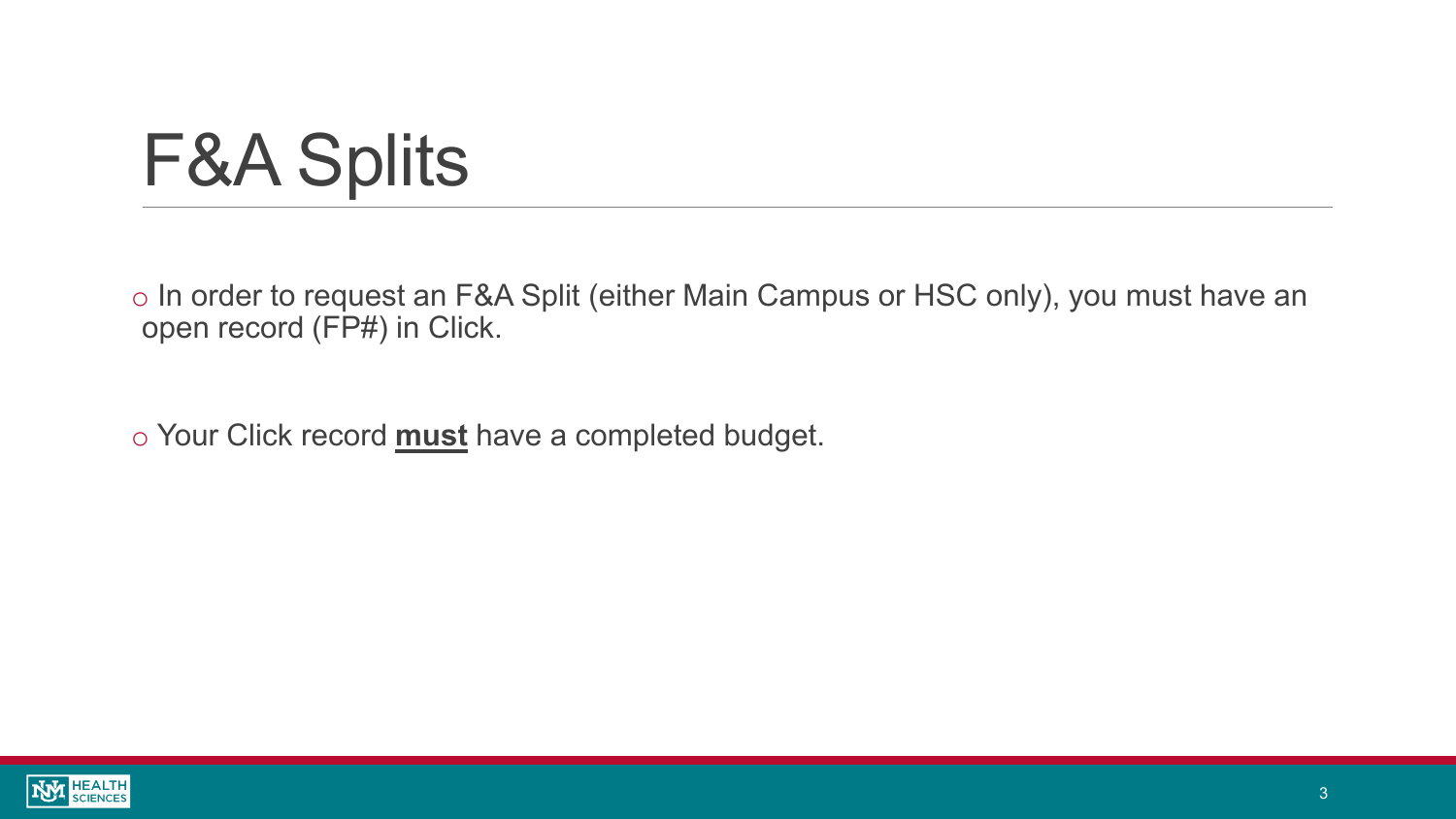# F&A Splits

- In order to request an F&A Split (either Main Campus or HSC only), you must have an open record (FP#) in Click.

- Your Click record **must** have a completed budget.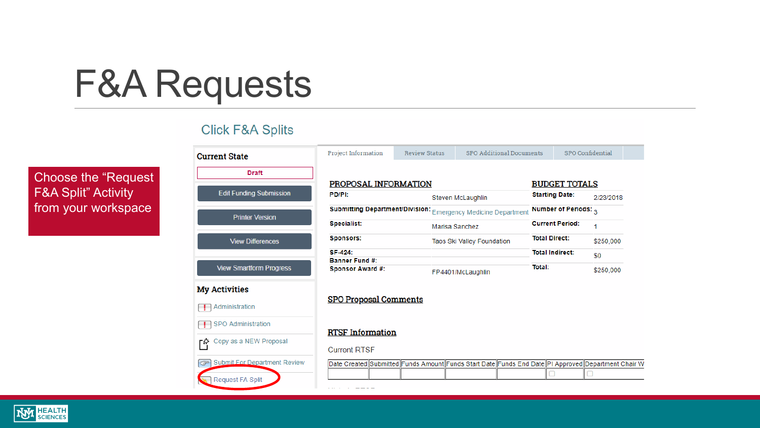# F&A Requests

Choose the "Request F&A Split" Activity from your workspace

Click F&A Splits

**Current State**

Draft

Edit Funding Submission

Printer Version

View Differences

View Smartform Progress

**My Activities**

- Administration
- SPO Administration
- Copy as a NEW Proposal
- Submit For Department Review
- Request FA Split

Project Information | Review Status | SPO Additional Documents | SPO Confidential

**PROPOSAL INFORMATION**

| | |
|---|---|
| PD/PI: | Steven McLaughlin |
| Submitting Department/Division: | Emergency Medicine Department |
| Specialist: | Marisa Sanchez |
| Sponsors: | Taos Ski Valley Foundation |
| SF-424: | |
| Banner Fund #: | |
| Sponsor Award #: | FP4401/McLaughlin |

**BUDGET TOTALS**

| | |
|---|---|
| Starting Date: | 2/23/2018 |
| Number of Periods: | 3 |
| Current Period: | 1 |
| Total Direct: | $250,000 |
| Total Indirect: | $0 |
| Total: | $250,000 |

**SPO Proposal Comments**

**RTSF Information**

Current RTSF

| Date Created | Submitted | Funds Amount | Funds Start Date | Funds End Date | PI Approved | Department Chair W |
|---|---|---|---|---|---|---|
| | | | | | ☐ | ☐ |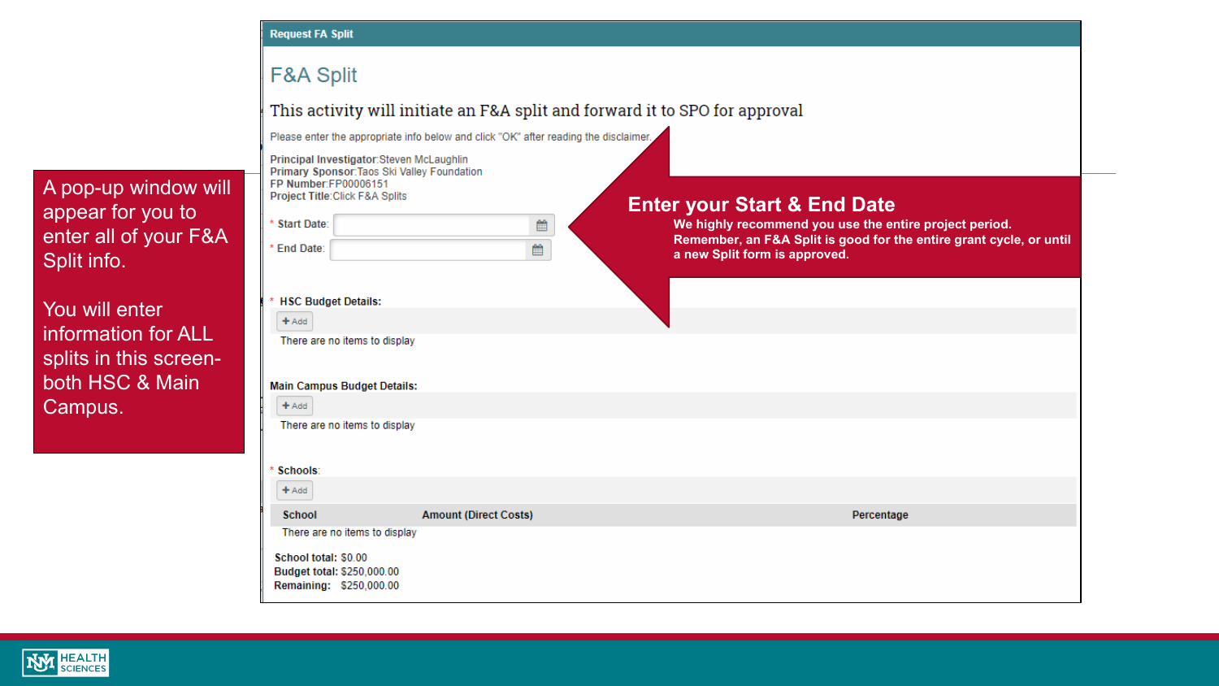A pop-up window will appear for you to enter all of your F&A Split info.

You will enter information for ALL splits in this screen- both HSC & Main Campus.

**Request FA Split**

## F&A Split

This activity will initiate an F&A split and forward it to SPO for approval

Please enter the appropriate info below and click "OK" after reading the disclaimer.

**Principal Investigator**:Steven McLaughlin
**Primary Sponsor**:Taos Ski Valley Foundation
**FP Number**:FP00006151
**Project Title**:Click F&A Splits

* Start Date:

* End Date:

**Enter your Start & End Date**

**We highly recommend you use the entire project period. Remember, an F&A Split is good for the entire grant cycle, or until a new Split form is approved.**

* **HSC Budget Details:**

+ Add

There are no items to display

**Main Campus Budget Details:**

+ Add

There are no items to display

* **Schools**:

+ Add

| School | Amount (Direct Costs) | Percentage |
|---|---|---|
| There are no items to display | | |

**School total:** $0.00
**Budget total:** $250,000.00
**Remaining:** $250,000.00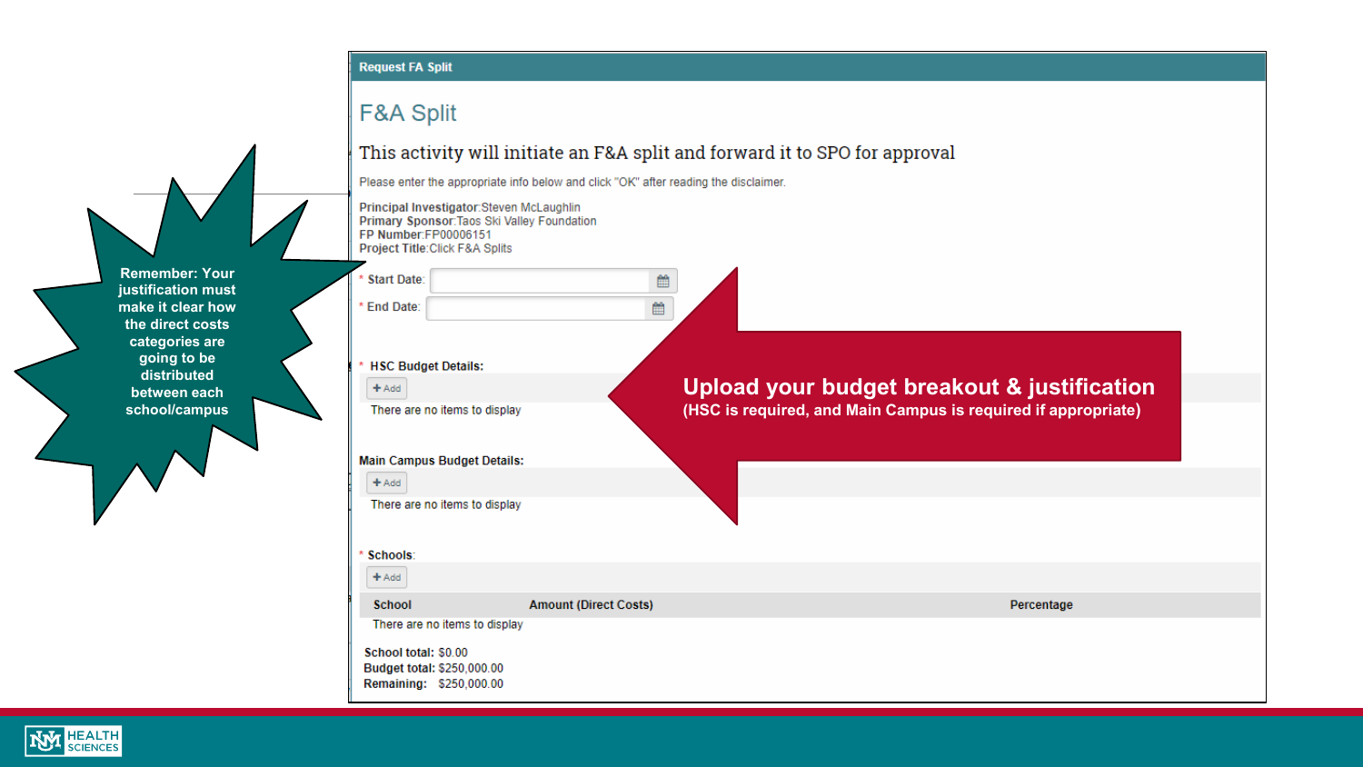Remember: Your justification must make it clear how the direct costs categories are going to be distributed between each school/campus

**Request FA Split**

## F&A Split

This activity will initiate an F&A split and forward it to SPO for approval

Please enter the appropriate info below and click "OK" after reading the disclaimer.

**Principal Investigator**:Steven McLaughlin
**Primary Sponsor**:Taos Ski Valley Foundation
**FP Number**:FP00006151
**Project Title**:Click F&A Splits

* Start Date:

* End Date:

* **HSC Budget Details:**

+ Add

There are no items to display

**Main Campus Budget Details:**

+ Add

There are no items to display

* **Schools**:

+ Add

| School | Amount (Direct Costs) | Percentage |
|---|---|---|
| There are no items to display | | |

**School total:** $0.00
**Budget total:** $250,000.00
**Remaining:** $250,000.00

**Upload your budget breakout & justification**
**(HSC is required, and Main Campus is required if appropriate)**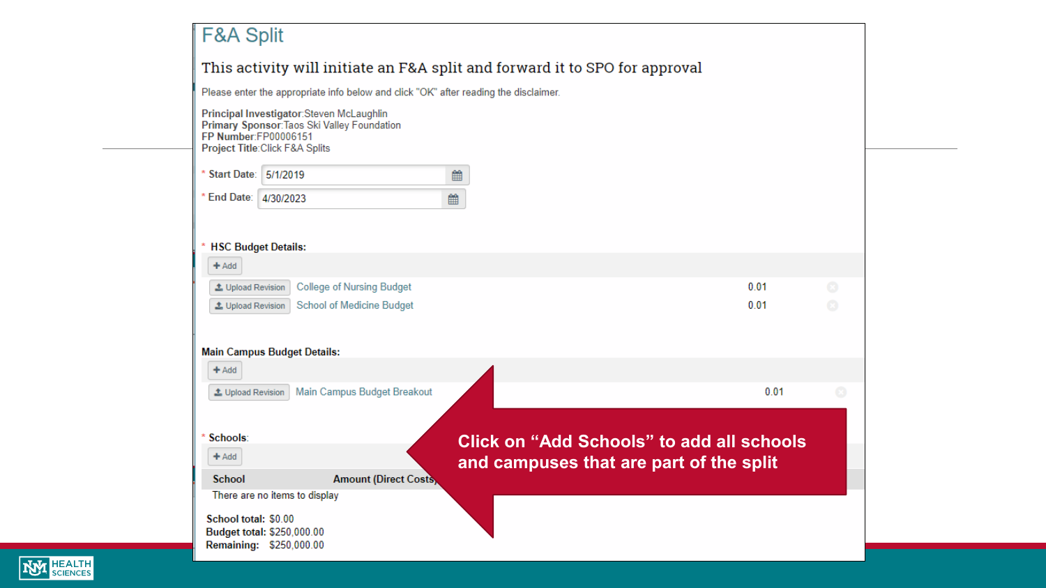# F&A Split

## This activity will initiate an F&A split and forward it to SPO for approval

Please enter the appropriate info below and click "OK" after reading the disclaimer.

**Principal Investigator**:Steven McLaughlin
**Primary Sponsor**:Taos Ski Valley Foundation
**FP Number**:FP00006151
**Project Title**:Click F&A Splits

\* Start Date: 5/1/2019

\* End Date: 4/30/2023

\* **HSC Budget Details:**

+ Add

| | | |
|---|---|---|
| Upload Revision | College of Nursing Budget | 0.01 |
| Upload Revision | School of Medicine Budget | 0.01 |

**Main Campus Budget Details:**

+ Add

| | | |
|---|---|---|
| Upload Revision | Main Campus Budget Breakout | 0.01 |

\* Schools:

+ Add

| School | Amount (Direct Costs) |
|---|---|
| There are no items to display | |

**School total:** $0.00
**Budget total:** $250,000.00
**Remaining:** $250,000.00

**Click on “Add Schools” to add all schools and campuses that are part of the split**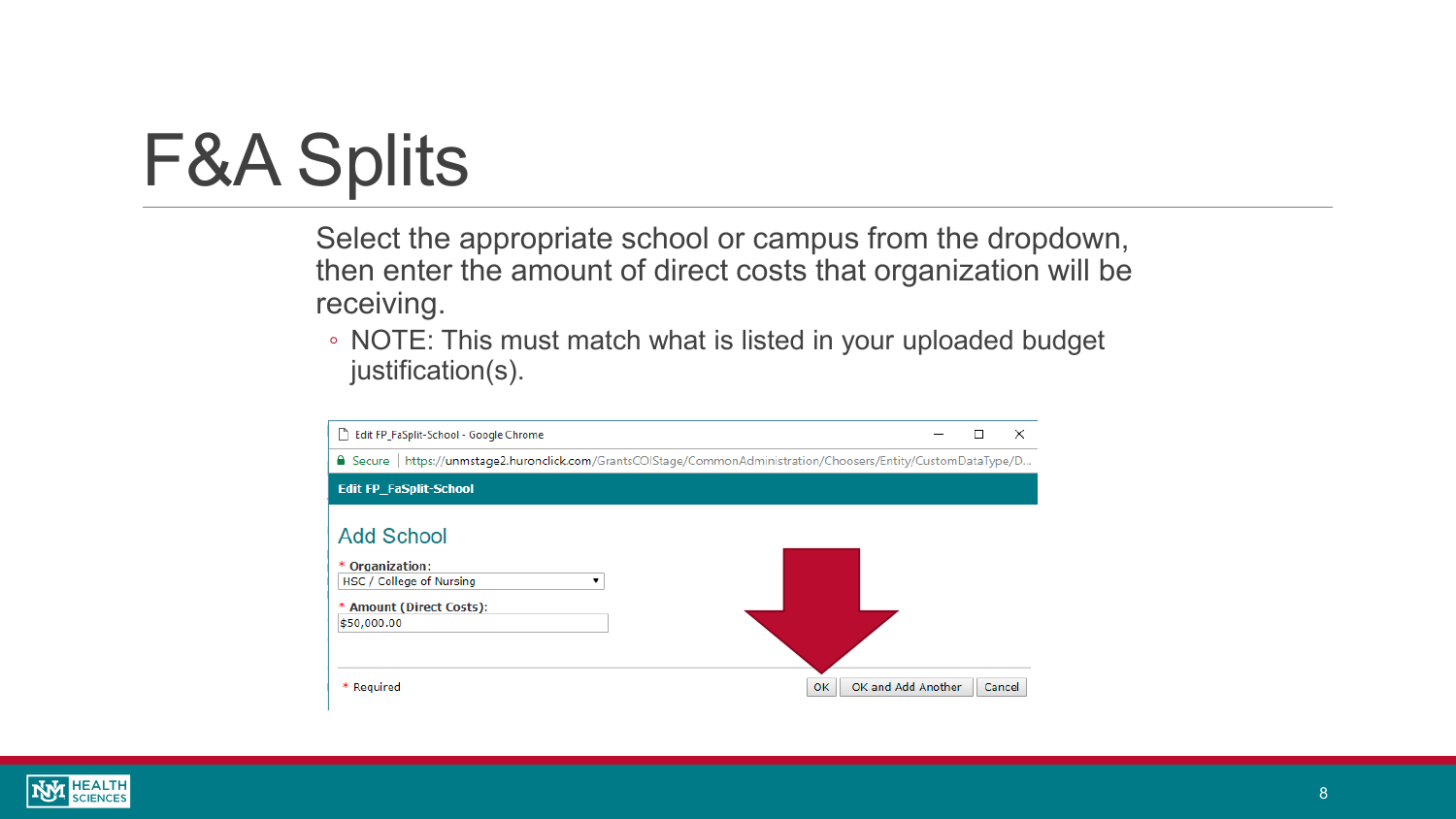# F&A Splits

Select the appropriate school or campus from the dropdown, then enter the amount of direct costs that organization will be receiving.

- NOTE: This must match what is listed in your uploaded budget justification(s).

Edit FP_FaSplit-School - Google Chrome

Secure | https://unmstage2.huronclick.com/GrantsCOIStage/CommonAdministration/Choosers/Entity/CustomDataType/D...

**Edit FP_FaSplit-School**

## Add School

\* **Organization:** HSC / College of Nursing

\* **Amount (Direct Costs):** $50,000.00

\* Required

OK | OK and Add Another | Cancel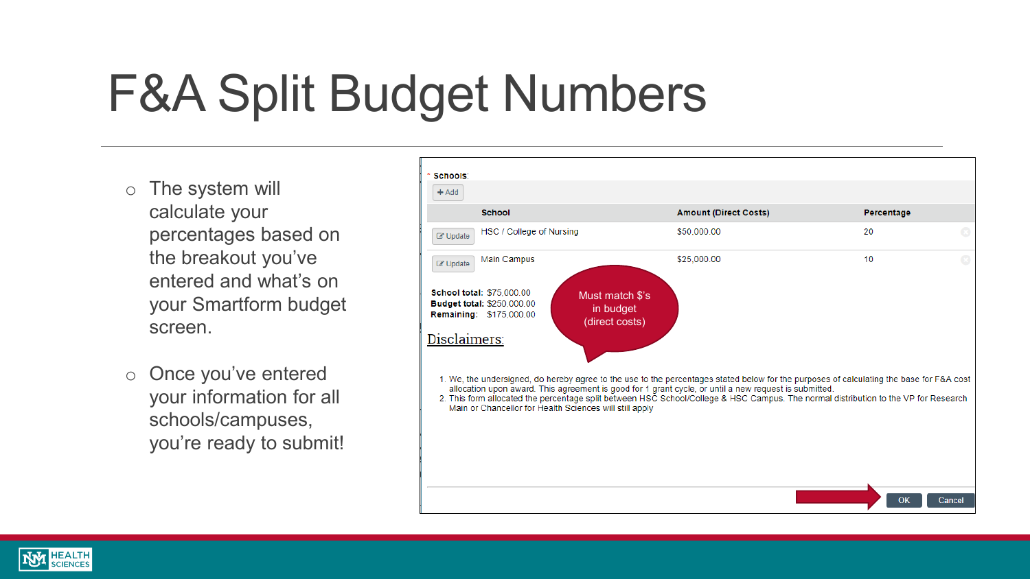# F&A Split Budget Numbers

- The system will calculate your percentages based on the breakout you've entered and what's on your Smartform budget screen.
- Once you've entered your information for all schools/campuses, you're ready to submit!

\* Schools:

+ Add

| | School | Amount (Direct Costs) | Percentage |
|---|---|---|---|
| Update | HSC / College of Nursing | $50,000.00 | 20 |
| Update | Main Campus | $25,000.00 | 10 |

**School total:** $75,000.00
**Budget total:** $250,000.00
**Remaining:** $175,000.00

Must match $'s in budget (direct costs)

Disclaimers:

1. We, the undersigned, do hereby agree to the use to the percentages stated below for the purposes of calculating the base for F&A cost allocation upon award. This agreement is good for 1 grant cycle, or until a new request is submitted.
2. This form allocated the percentage split between HSC School/College & HSC Campus. The normal distribution to the VP for Research Main or Chancellor for Health Sciences will still apply

OK Cancel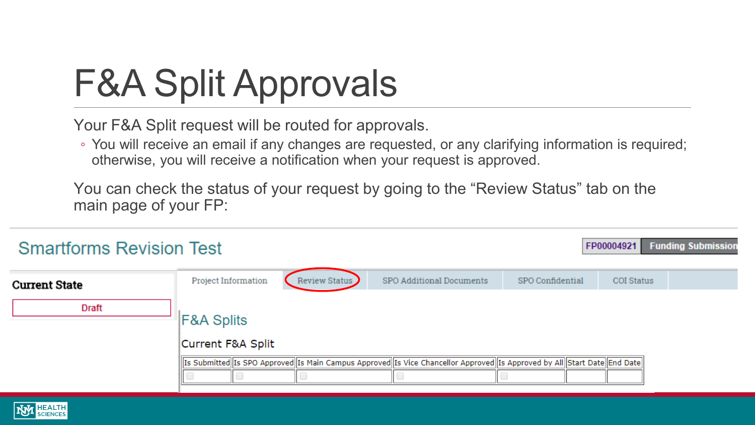# F&A Split Approvals

Your F&A Split request will be routed for approvals.

- You will receive an email if any changes are requested, or any clarifying information is required; otherwise, you will receive a notification when your request is approved.

You can check the status of your request by going to the "Review Status" tab on the main page of your FP:

Smartforms Revision Test

FP00004921 | Funding Submission

**Current State**

Draft

Project Information | Review Status | SPO Additional Documents | SPO Confidential | COI Status

## F&A Splits

Current F&A Split

| Is Submitted | Is SPO Approved | Is Main Campus Approved | Is Vice Chancellor Approved | Is Approved by All | Start Date | End Date |
|---|---|---|---|---|---|---|
| ☐ | ☐ | ☐ | ☐ | ☐ | | |